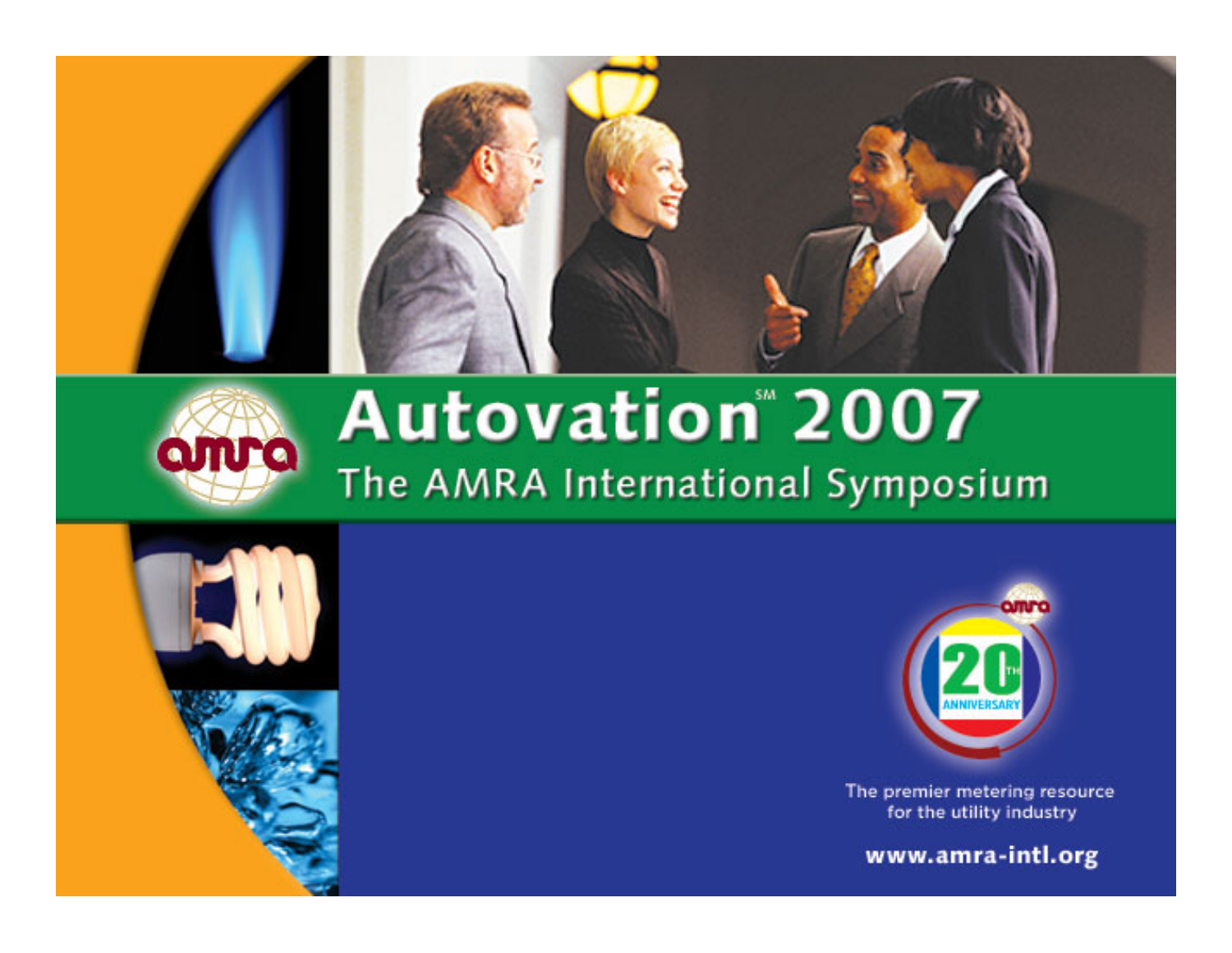# Autovation℠ 2007

## The AMRA International Symposium

amra

20th ANNIVERSARY

The premier metering resource for the utility industry

www.amra-intl.org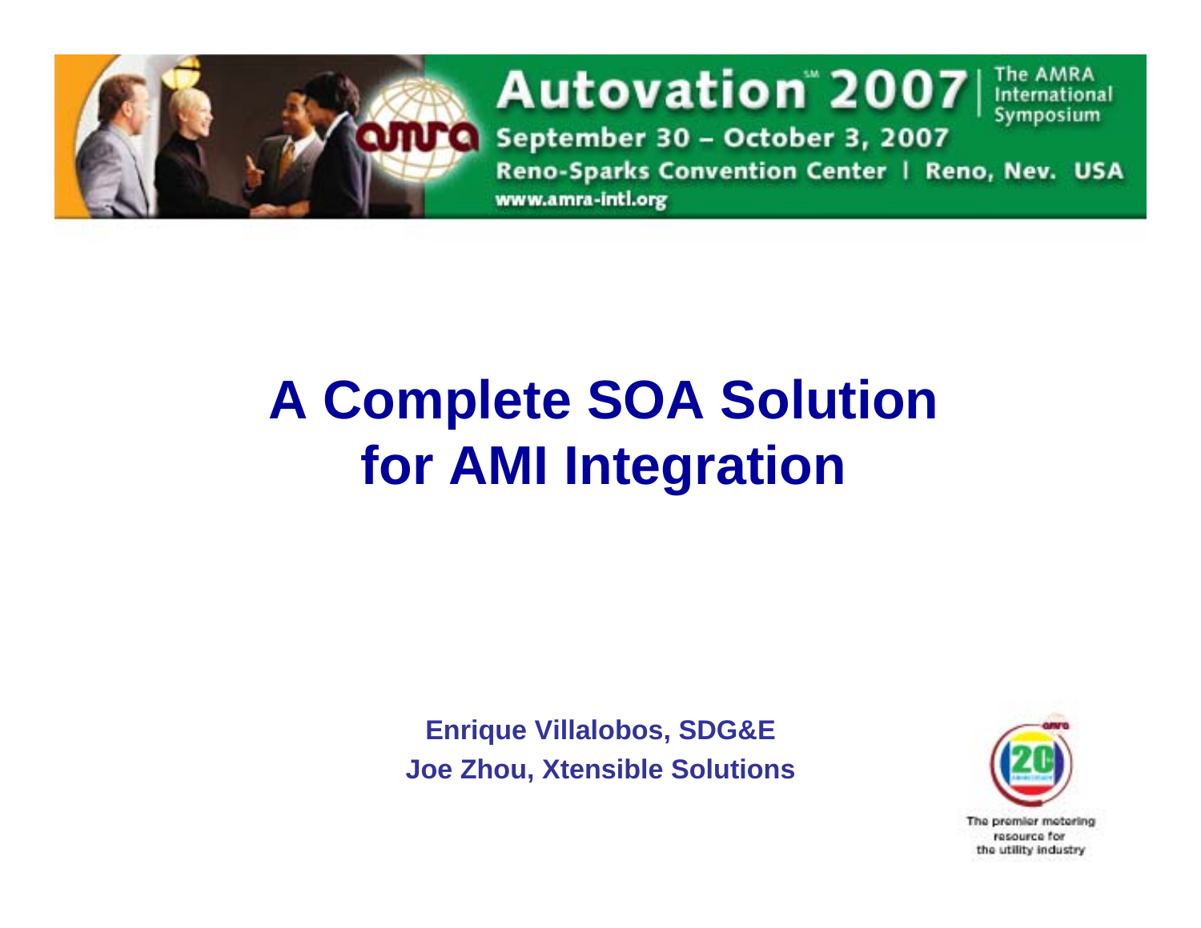# A Complete SOA Solution for AMI Integration

**Enrique Villalobos, SDG&E**
**Joe Zhou, Xtensible Solutions**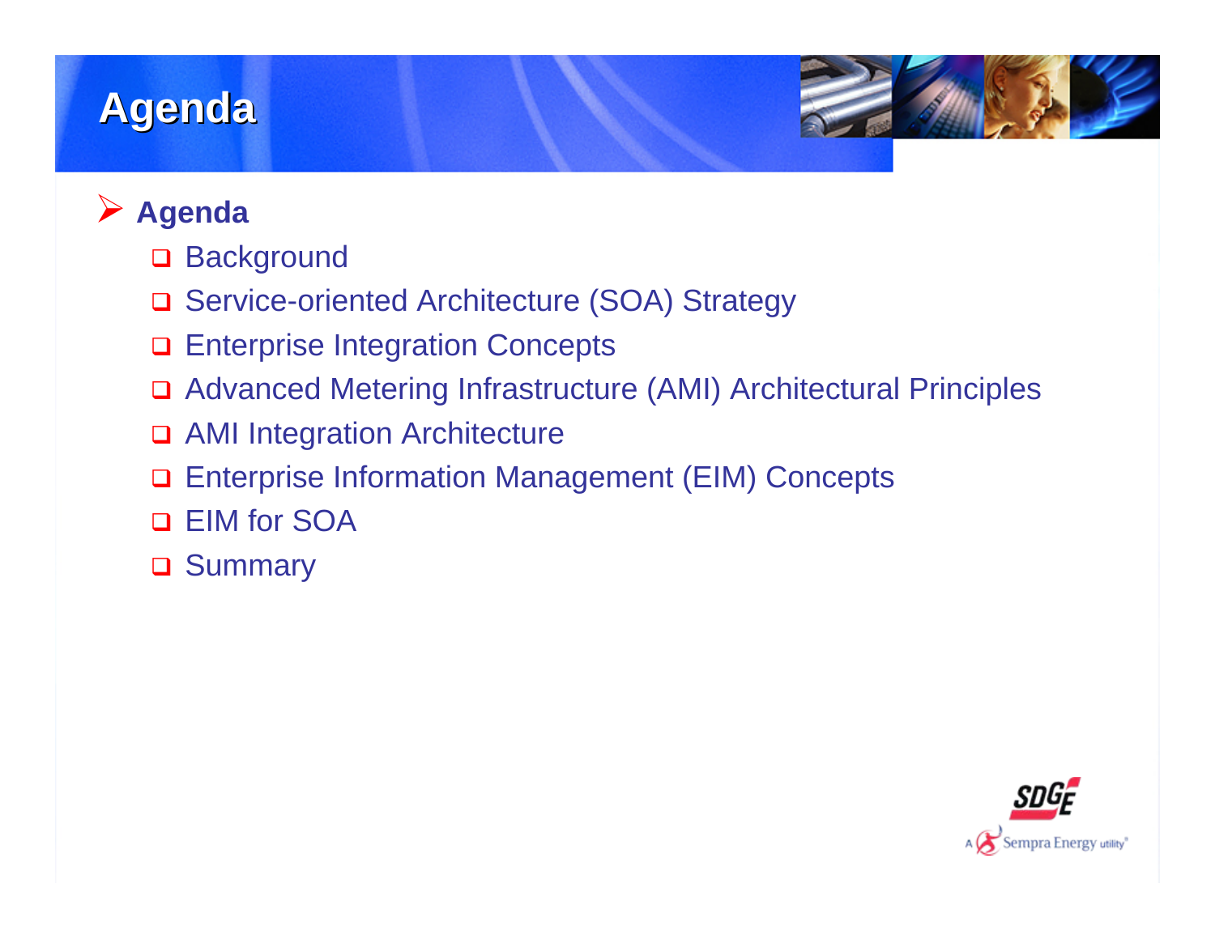# Agenda

- **Agenda**
  - Background
  - Service-oriented Architecture (SOA) Strategy
  - Enterprise Integration Concepts
  - Advanced Metering Infrastructure (AMI) Architectural Principles
  - AMI Integration Architecture
  - Enterprise Information Management (EIM) Concepts
  - EIM for SOA
  - Summary

SDGE
A Sempra Energy utility®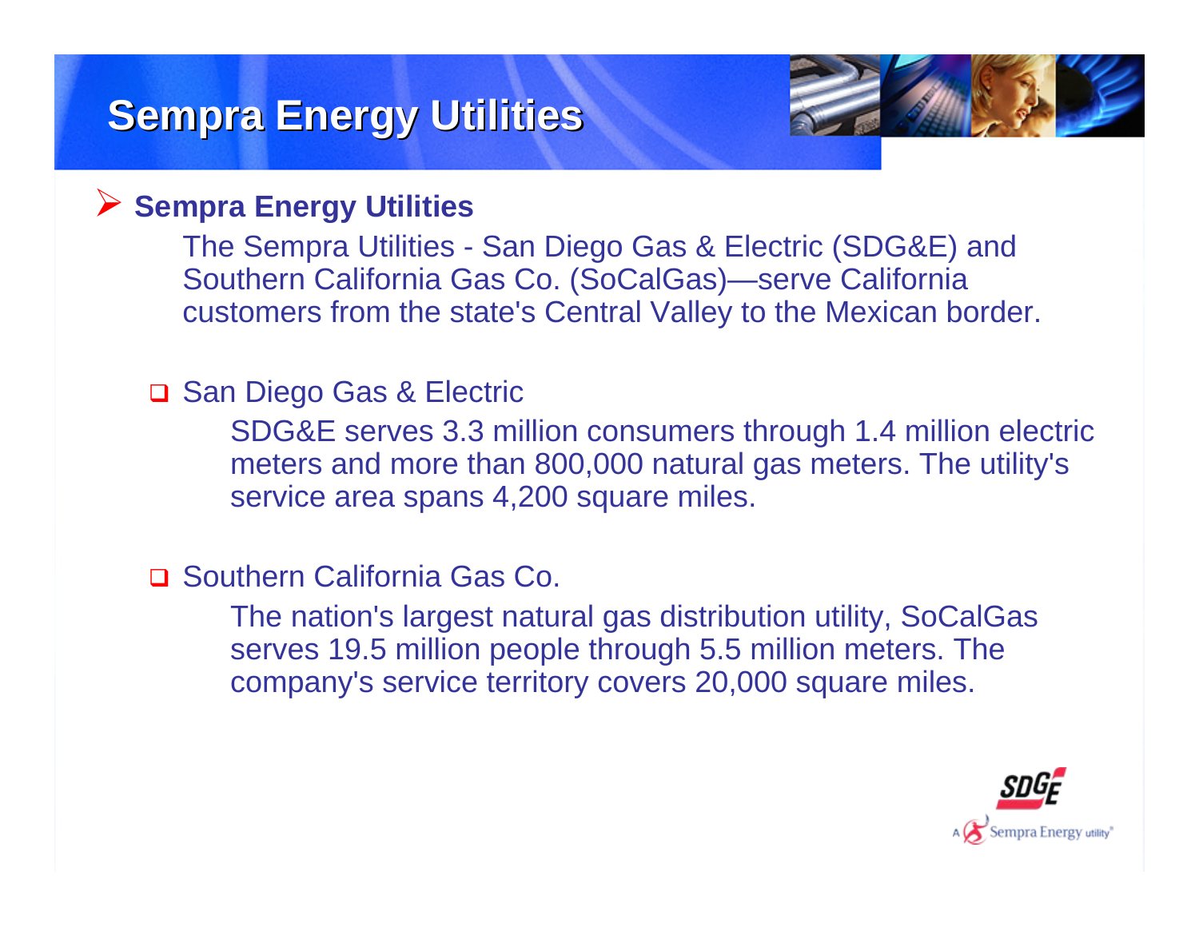# Sempra Energy Utilities

- **Sempra Energy Utilities**

  The Sempra Utilities - San Diego Gas & Electric (SDG&E) and Southern California Gas Co. (SoCalGas)—serve California customers from the state's Central Valley to the Mexican border.

  - San Diego Gas & Electric

    SDG&E serves 3.3 million consumers through 1.4 million electric meters and more than 800,000 natural gas meters. The utility's service area spans 4,200 square miles.

  - Southern California Gas Co.

    The nation's largest natural gas distribution utility, SoCalGas serves 19.5 million people through 5.5 million meters. The company's service territory covers 20,000 square miles.

SDGE

A Sempra Energy utility®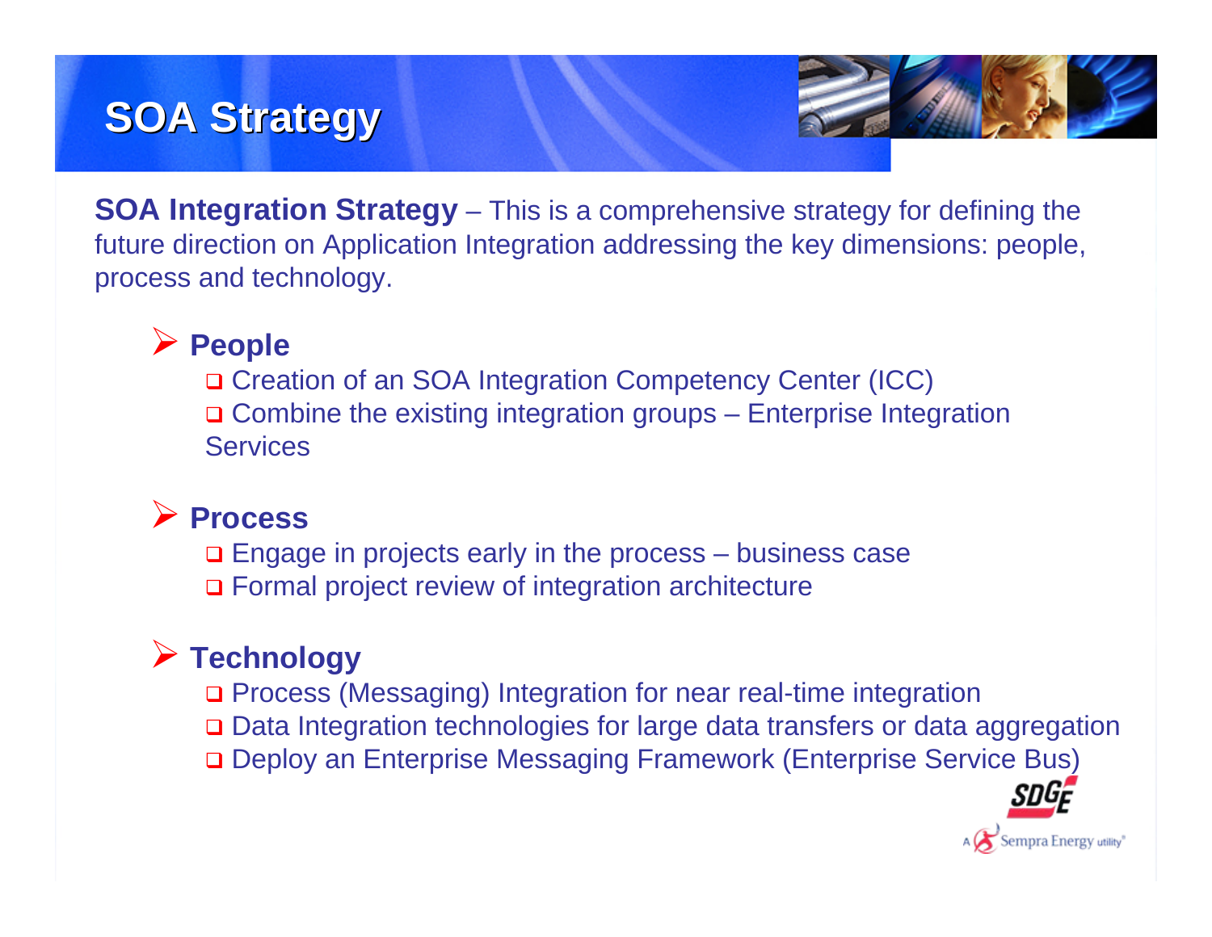# SOA Strategy

**SOA Integration Strategy** – This is a comprehensive strategy for defining the future direction on Application Integration addressing the key dimensions: people, process and technology.

- **People**
  - Creation of an SOA Integration Competency Center (ICC)
  - Combine the existing integration groups – Enterprise Integration Services

- **Process**
  - Engage in projects early in the process – business case
  - Formal project review of integration architecture

- **Technology**
  - Process (Messaging) Integration for near real-time integration
  - Data Integration technologies for large data transfers or data aggregation
  - Deploy an Enterprise Messaging Framework (Enterprise Service Bus)

SDGE

A Sempra Energy utility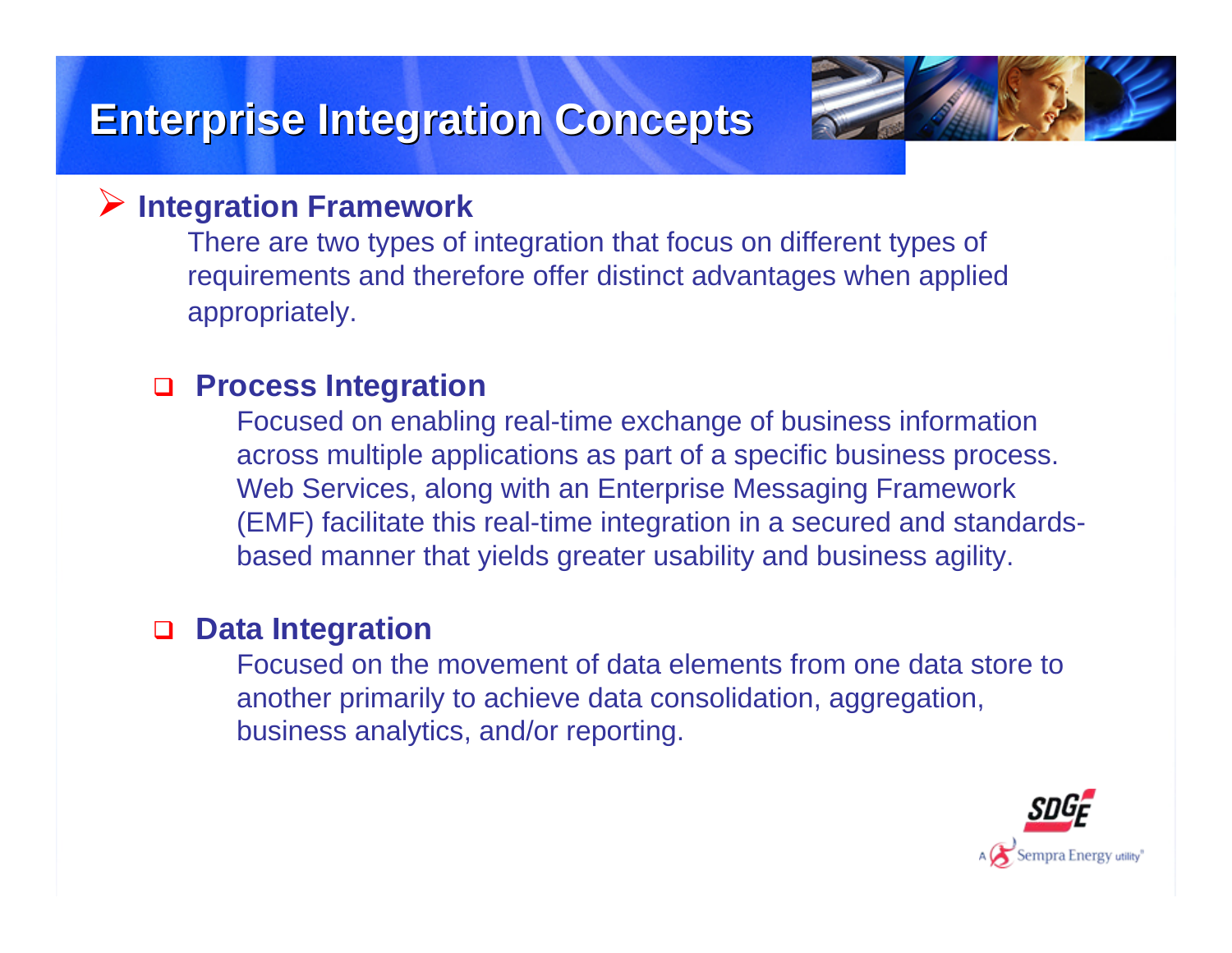# Enterprise Integration Concepts

- **Integration Framework**

  There are two types of integration that focus on different types of requirements and therefore offer distinct advantages when applied appropriately.

  - **Process Integration**

    Focused on enabling real-time exchange of business information across multiple applications as part of a specific business process. Web Services, along with an Enterprise Messaging Framework (EMF) facilitate this real-time integration in a secured and standards-based manner that yields greater usability and business agility.

  - **Data Integration**

    Focused on the movement of data elements from one data store to another primarily to achieve data consolidation, aggregation, business analytics, and/or reporting.

SDGE
A Sempra Energy utility®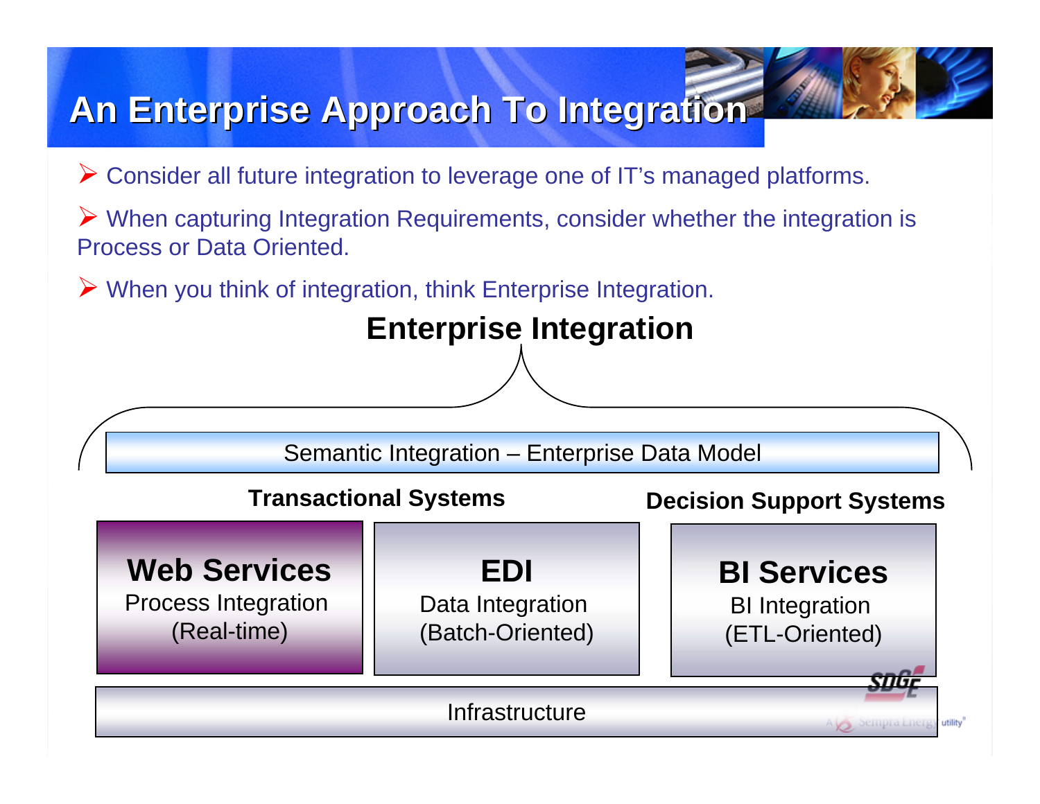# An Enterprise Approach To Integration

- Consider all future integration to leverage one of IT's managed platforms.
- When capturing Integration Requirements, consider whether the integration is Process or Data Oriented.
- When you think of integration, think Enterprise Integration.

## Enterprise Integration

Semantic Integration – Enterprise Data Model

**Transactional Systems**

**Decision Support Systems**

**Web Services**
Process Integration
(Real-time)

**EDI**
Data Integration
(Batch-Oriented)

**BI Services**
BI Integration
(ETL-Oriented)

Infrastructure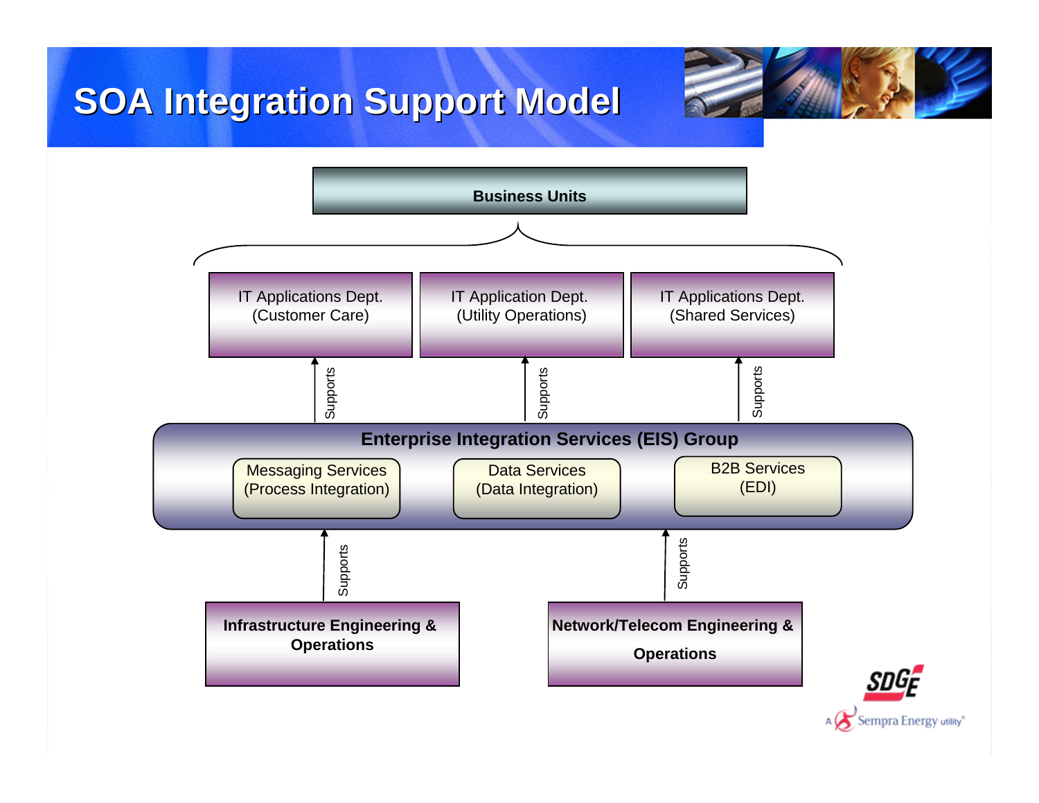# SOA Integration Support Model

**Business Units**

IT Applications Dept. (Customer Care)

IT Application Dept. (Utility Operations)

IT Applications Dept. (Shared Services)

Supports

Supports

Supports

**Enterprise Integration Services (EIS) Group**

Messaging Services (Process Integration)

Data Services (Data Integration)

B2B Services (EDI)

Supports

Supports

**Infrastructure Engineering & Operations**

**Network/Telecom Engineering & Operations**

SDGE

A Sempra Energy utility®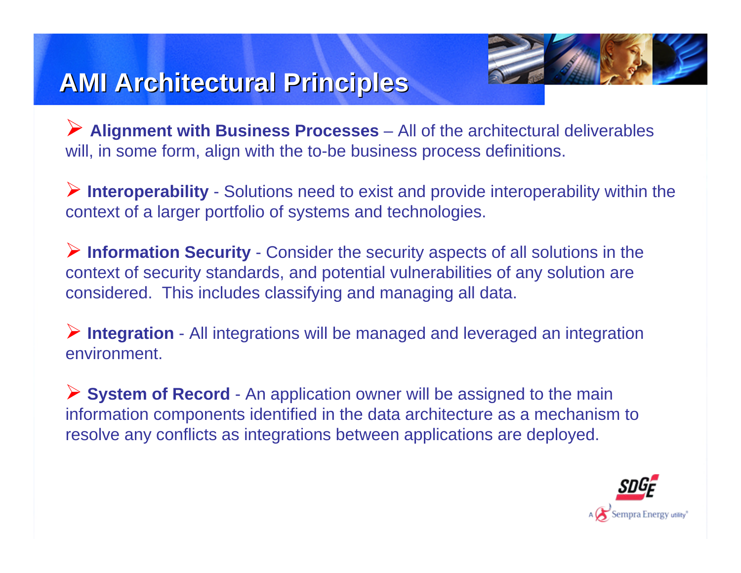# AMI Architectural Principles

- **Alignment with Business Processes** – All of the architectural deliverables will, in some form, align with the to-be business process definitions.

- **Interoperability** - Solutions need to exist and provide interoperability within the context of a larger portfolio of systems and technologies.

- **Information Security** - Consider the security aspects of all solutions in the context of security standards, and potential vulnerabilities of any solution are considered. This includes classifying and managing all data.

- **Integration** - All integrations will be managed and leveraged an integration environment.

- **System of Record** - An application owner will be assigned to the main information components identified in the data architecture as a mechanism to resolve any conflicts as integrations between applications are deployed.

SDGE
A Sempra Energy utility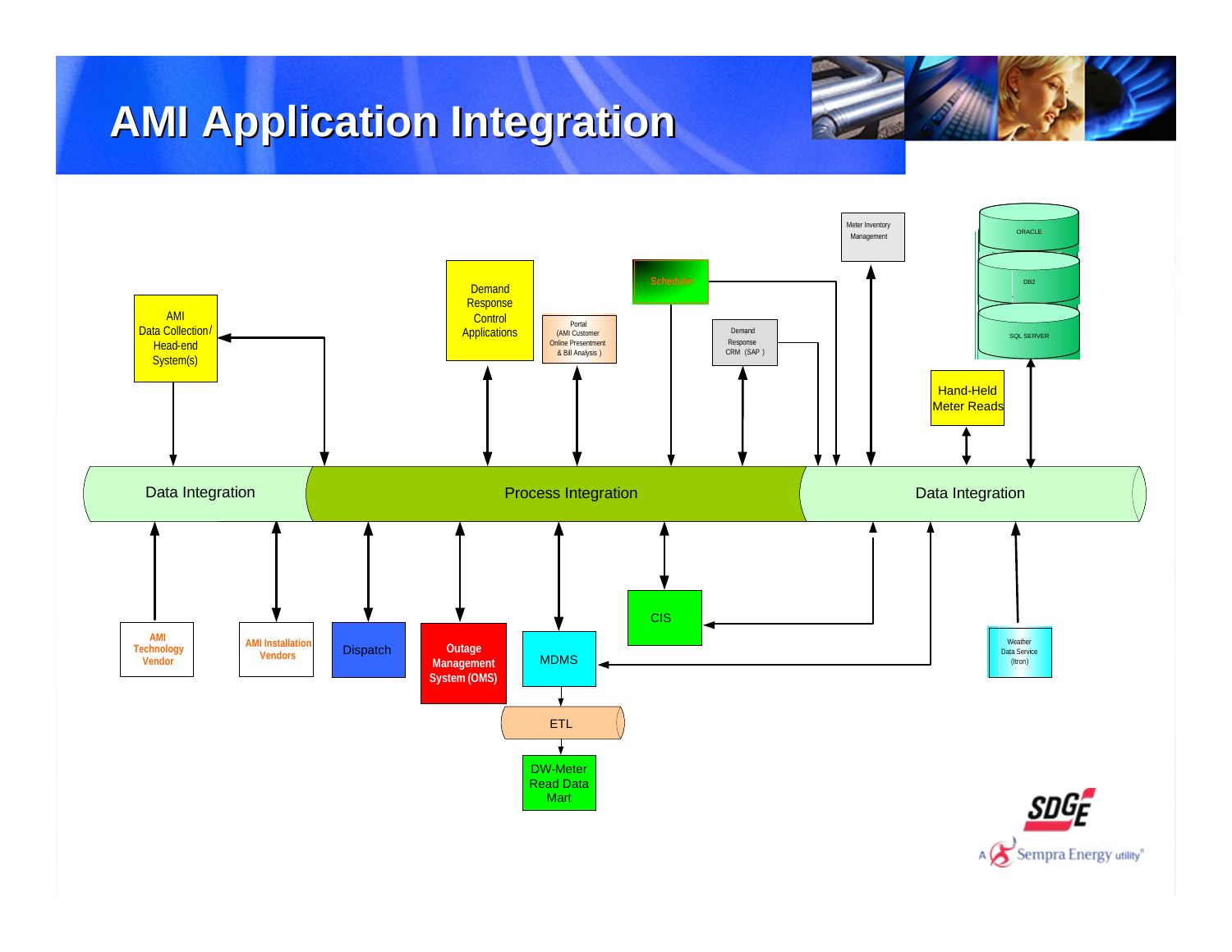# AMI Application Integration

- AMI Data Collection/ Head-end System(s)
- Demand Response Control Applications
- Portal (AMI Customer Online Presentment & Bill Analysis )
- Scheduler
- Demand Response CRM (SAP )
- Meter Inventory Management
- ORACLE
- DB2
- SQL SERVER
- Hand-Held Meter Reads

Data Integration | Process Integration | Data Integration

- AMI Technology Vendor
- AMI Installation Vendors
- Dispatch
- Outage Management System (OMS)
- MDMS
- ETL
- DW-Meter Read Data Mart
- CIS
- Weather Data Service (Itron)

SDGE

A Sempra Energy utility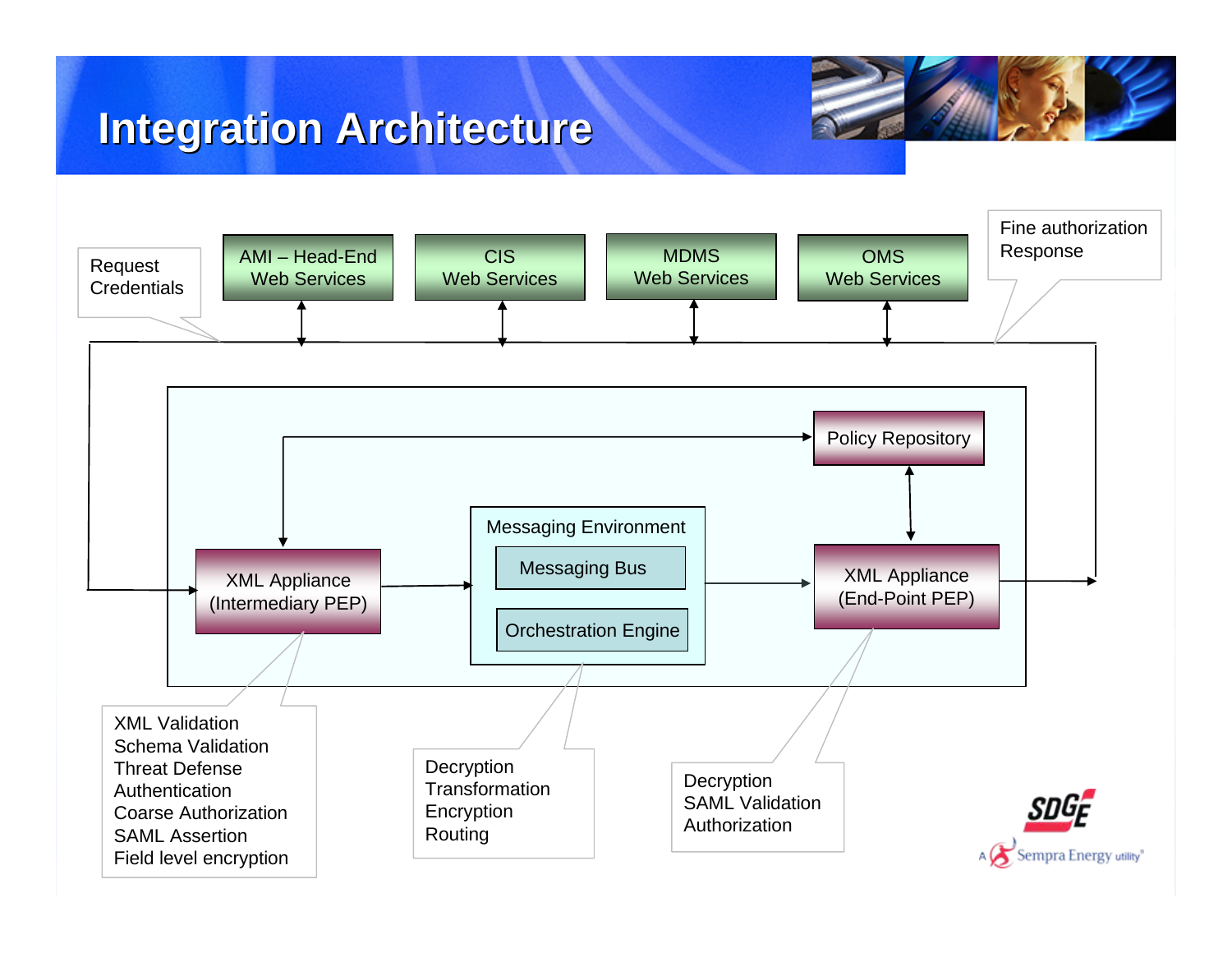# Integration Architecture

AMI – Head-End Web Services

CIS Web Services

MDMS Web Services

OMS Web Services

Request Credentials

Fine authorization Response

Policy Repository

XML Appliance (Intermediary PEP)

Messaging Environment

Messaging Bus

Orchestration Engine

XML Appliance (End-Point PEP)

XML Validation
Schema Validation
Threat Defense
Authentication
Coarse Authorization
SAML Assertion
Field level encryption

Decryption
Transformation
Encryption
Routing

Decryption
SAML Validation
Authorization

SDGE
A Sempra Energy utility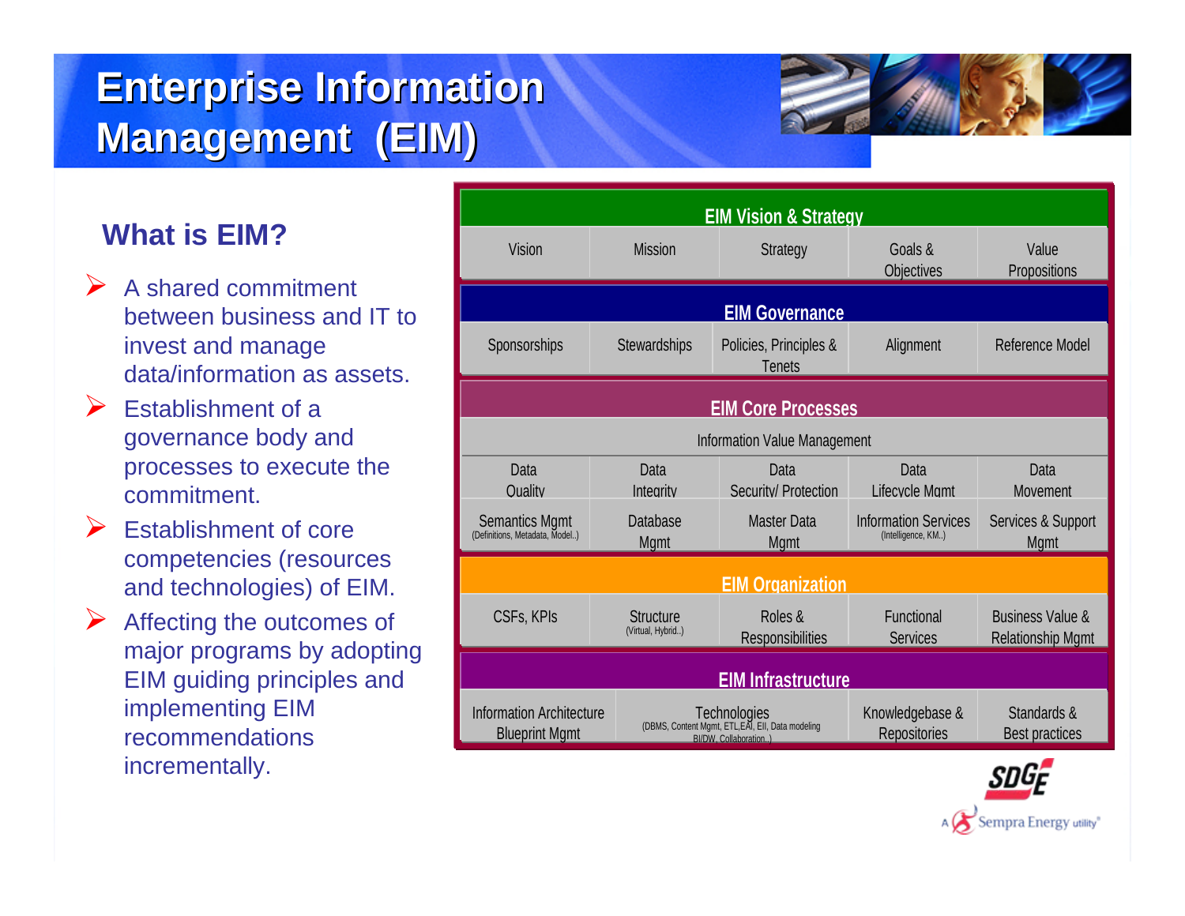# Enterprise Information Management (EIM)

## What is EIM?

- A shared commitment between business and IT to invest and manage data/information as assets.
- Establishment of a governance body and processes to execute the commitment.
- Establishment of core competencies (resources and technologies) of EIM.
- Affecting the outcomes of major programs by adopting EIM guiding principles and implementing EIM recommendations incrementally.

| EIM Vision & Strategy | | | | |
|---|---|---|---|---|
| Vision | Mission | Strategy | Goals & Objectives | Value Propositions |
| **EIM Governance** | | | | |
| Sponsorships | Stewardships | Policies, Principles & Tenets | Alignment | Reference Model |
| **EIM Core Processes** | | | | |
| Information Value Management | | | | |
| Data Quality | Data Integrity | Data Security/ Protection | Data Lifecycle Mgmt | Data Movement |
| Semantics Mgmt (Definitions, Metadata, Model..) | Database Mgmt | Master Data Mgmt | Information Services (Intelligence, KM..) | Services & Support Mgmt |
| **EIM Organization** | | | | |
| CSFs, KPIs | Structure (Virtual, Hybrid..) | Roles & Responsibilities | Functional Services | Business Value & Relationship Mgmt |
| **EIM Infrastructure** | | | | |
| Information Architecture Blueprint Mgmt | Technologies (DBMS, Content Mgmt, ETL,EAI, EII, Data modeling BI/DW, Collaboration..) | | Knowledgebase & Repositories | Standards & Best practices |

SDGE — A Sempra Energy utility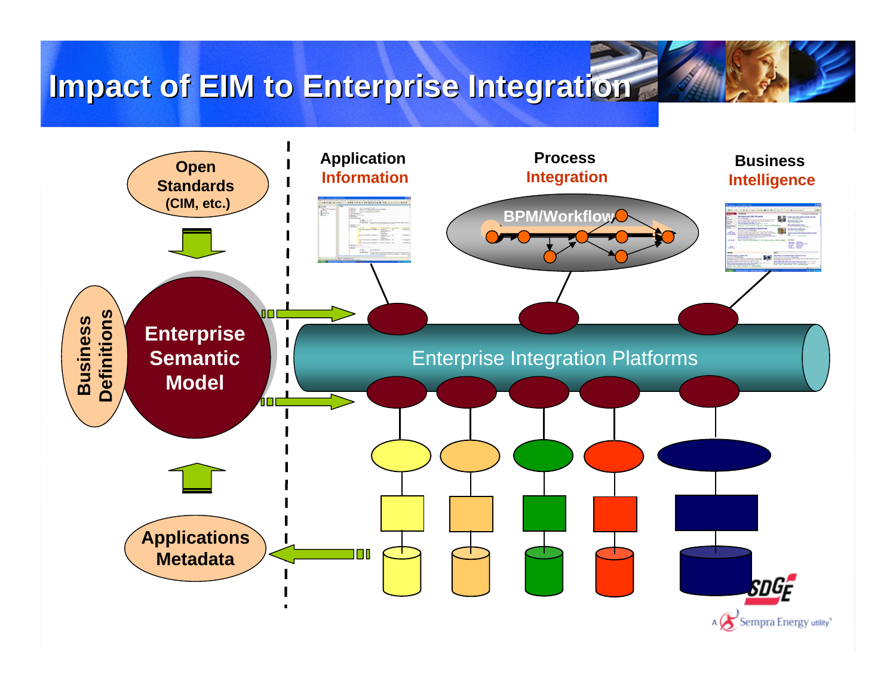# Impact of EIM to Enterprise Integration

Open Standards (CIM, etc.)

Business Definitions

Enterprise Semantic Model

Applications Metadata

Application Information

Process Integration

BPM/Workflow

Business Intelligence

Enterprise Integration Platforms

SDGE

A Sempra Energy utility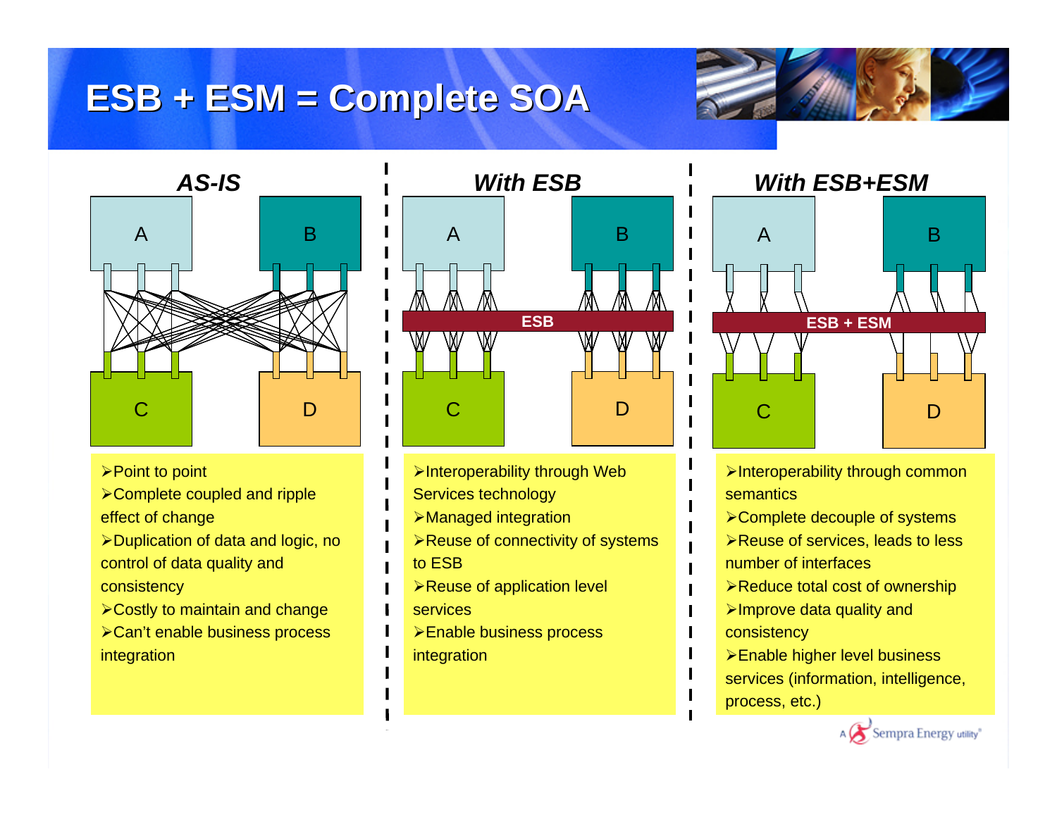# ESB + ESM = Complete SOA

### *AS-IS*

A B C D

ESB

- Point to point
- Complete coupled and ripple effect of change
- Duplication of data and logic, no control of data quality and consistency
- Costly to maintain and change
- Can't enable business process integration

### *With ESB*

A B C D

- Interoperability through Web Services technology
- Managed integration
- Reuse of connectivity of systems to ESB
- Reuse of application level services
- Enable business process integration

### *With ESB+ESM*

A B ESB + ESM C D

- Interoperability through common semantics
- Complete decouple of systems
- Reuse of services, leads to less number of interfaces
- Reduce total cost of ownership
- Improve data quality and consistency
- Enable higher level business services (information, intelligence, process, etc.)

A Sempra Energy utility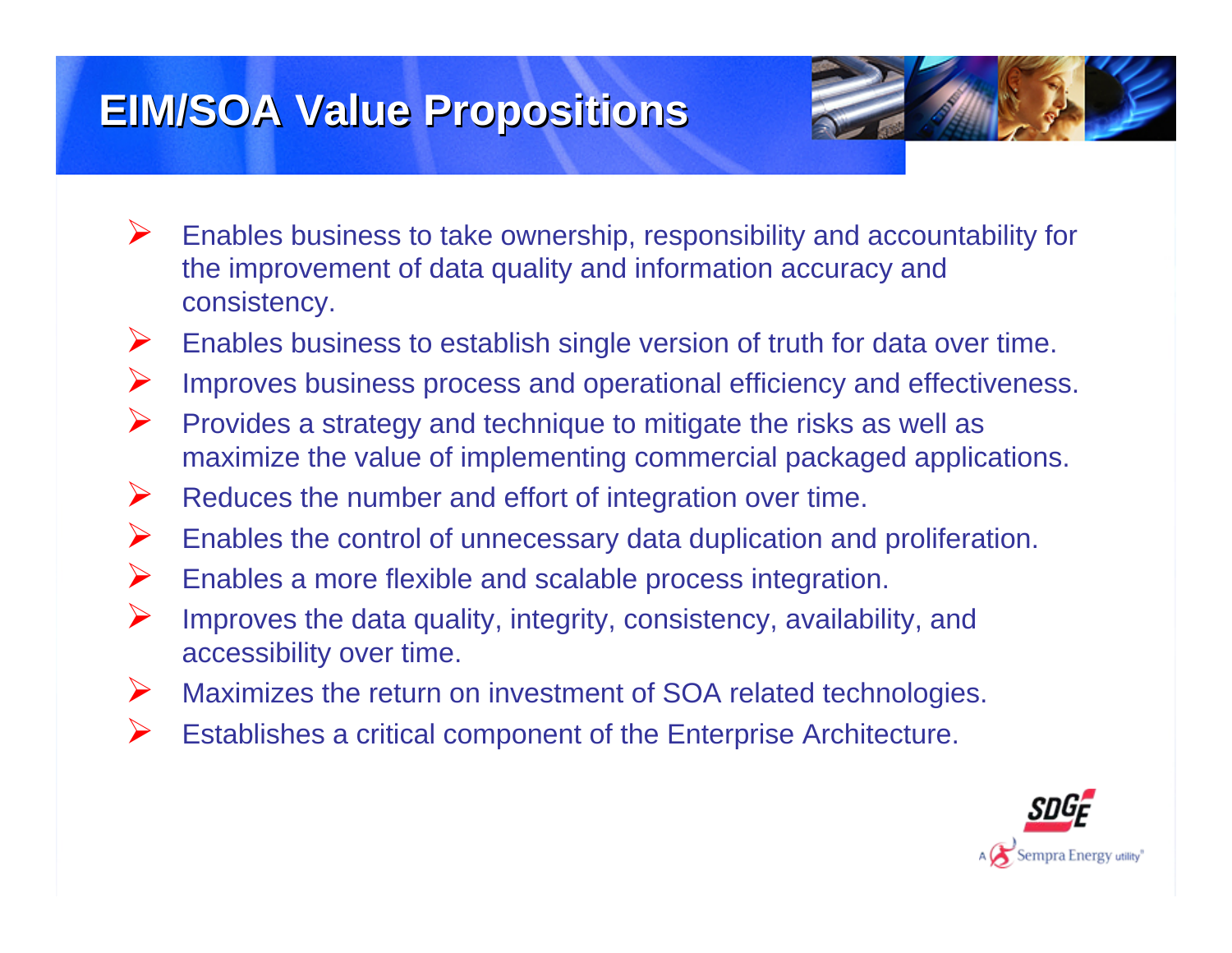# EIM/SOA Value Propositions

- Enables business to take ownership, responsibility and accountability for the improvement of data quality and information accuracy and consistency.
- Enables business to establish single version of truth for data over time.
- Improves business process and operational efficiency and effectiveness.
- Provides a strategy and technique to mitigate the risks as well as maximize the value of implementing commercial packaged applications.
- Reduces the number and effort of integration over time.
- Enables the control of unnecessary data duplication and proliferation.
- Enables a more flexible and scalable process integration.
- Improves the data quality, integrity, consistency, availability, and accessibility over time.
- Maximizes the return on investment of SOA related technologies.
- Establishes a critical component of the Enterprise Architecture.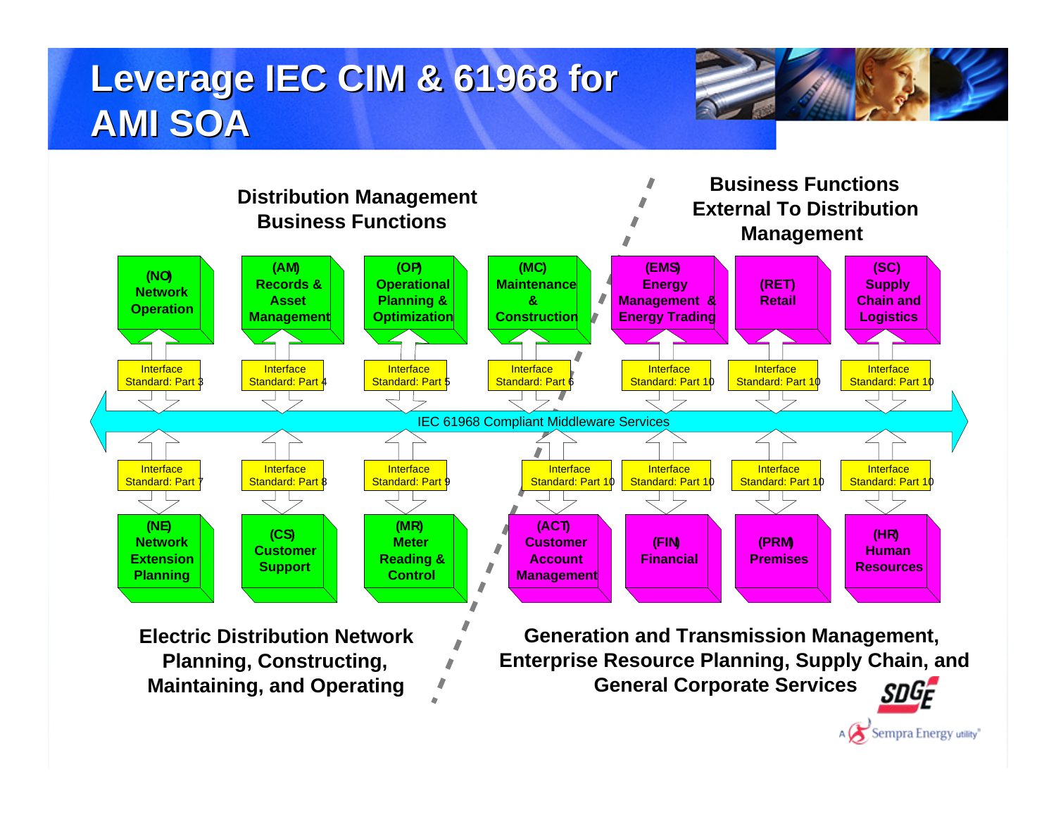# Leverage IEC CIM & 61968 for AMI SOA

**Distribution Management Business Functions**

**Business Functions External To Distribution Management**

| (NO) Network Operation | (AM) Records & Asset Management | (OP) Operational Planning & Optimization | (MC) Maintenance & Construction | (EMS) Energy Management & Energy Trading | (RET) Retail | (SC) Supply Chain and Logistics |
|---|---|---|---|---|---|---|
| Interface Standard: Part 3 | Interface Standard: Part 4 | Interface Standard: Part 5 | Interface Standard: Part 6 | Interface Standard: Part 10 | Interface Standard: Part 10 | Interface Standard: Part 10 |

IEC 61968 Compliant Middleware Services

| Interface Standard: Part 7 | Interface Standard: Part 8 | Interface Standard: Part 9 | Interface Standard: Part 10 | Interface Standard: Part 10 | Interface Standard: Part 10 | Interface Standard: Part 10 |
|---|---|---|---|---|---|---|
| (NE) Network Extension Planning | (CS) Customer Support | (MR) Meter Reading & Control | (ACT) Customer Account Management | (FIN) Financial | (PRM) Premises | (HR) Human Resources |

**Electric Distribution Network Planning, Constructing, Maintaining, and Operating**

**Generation and Transmission Management, Enterprise Resource Planning, Supply Chain, and General Corporate Services**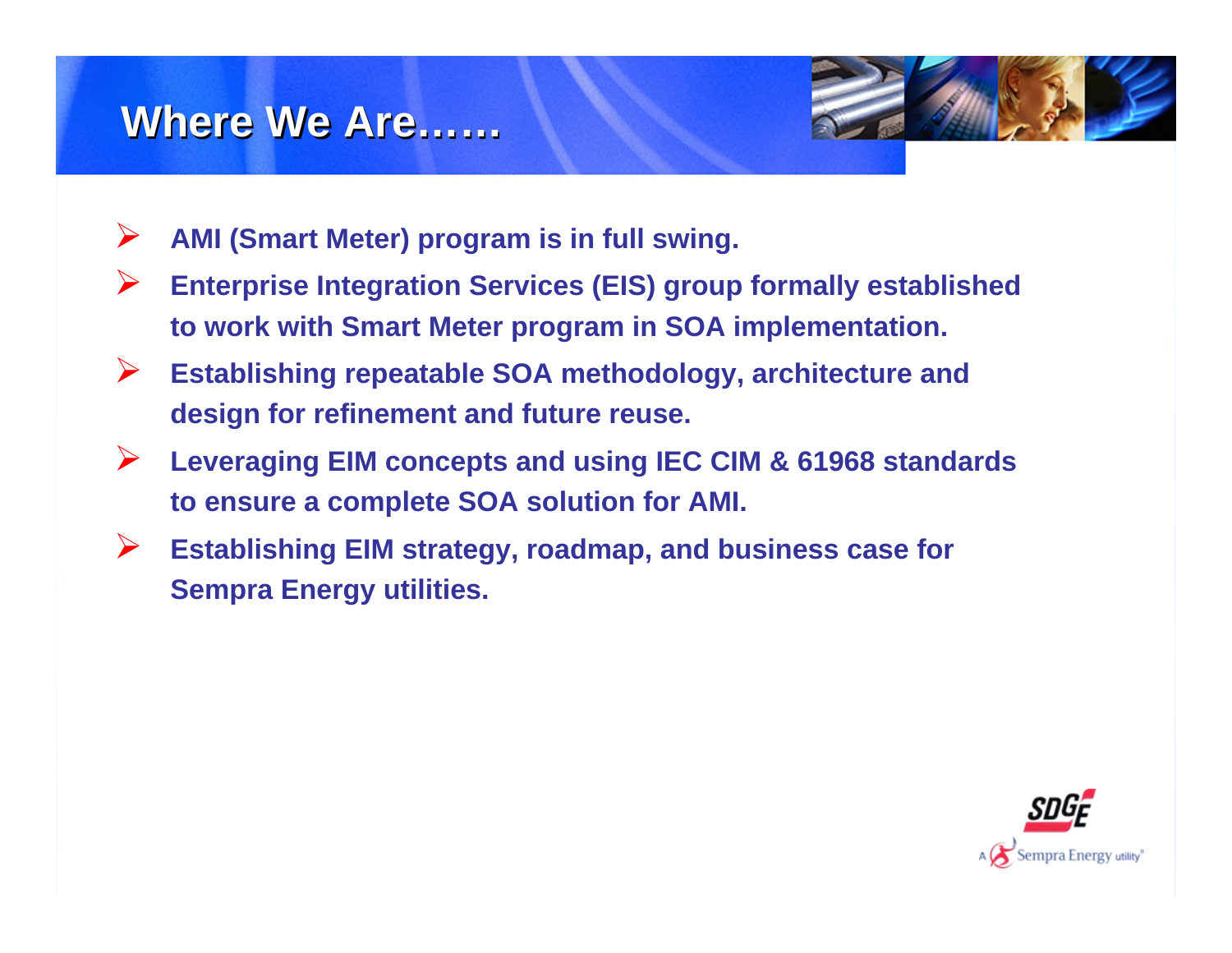# Where We Are……

- AMI (Smart Meter) program is in full swing.
- Enterprise Integration Services (EIS) group formally established to work with Smart Meter program in SOA implementation.
- Establishing repeatable SOA methodology, architecture and design for refinement and future reuse.
- Leveraging EIM concepts and using IEC CIM & 61968 standards to ensure a complete SOA solution for AMI.
- Establishing EIM strategy, roadmap, and business case for Sempra Energy utilities.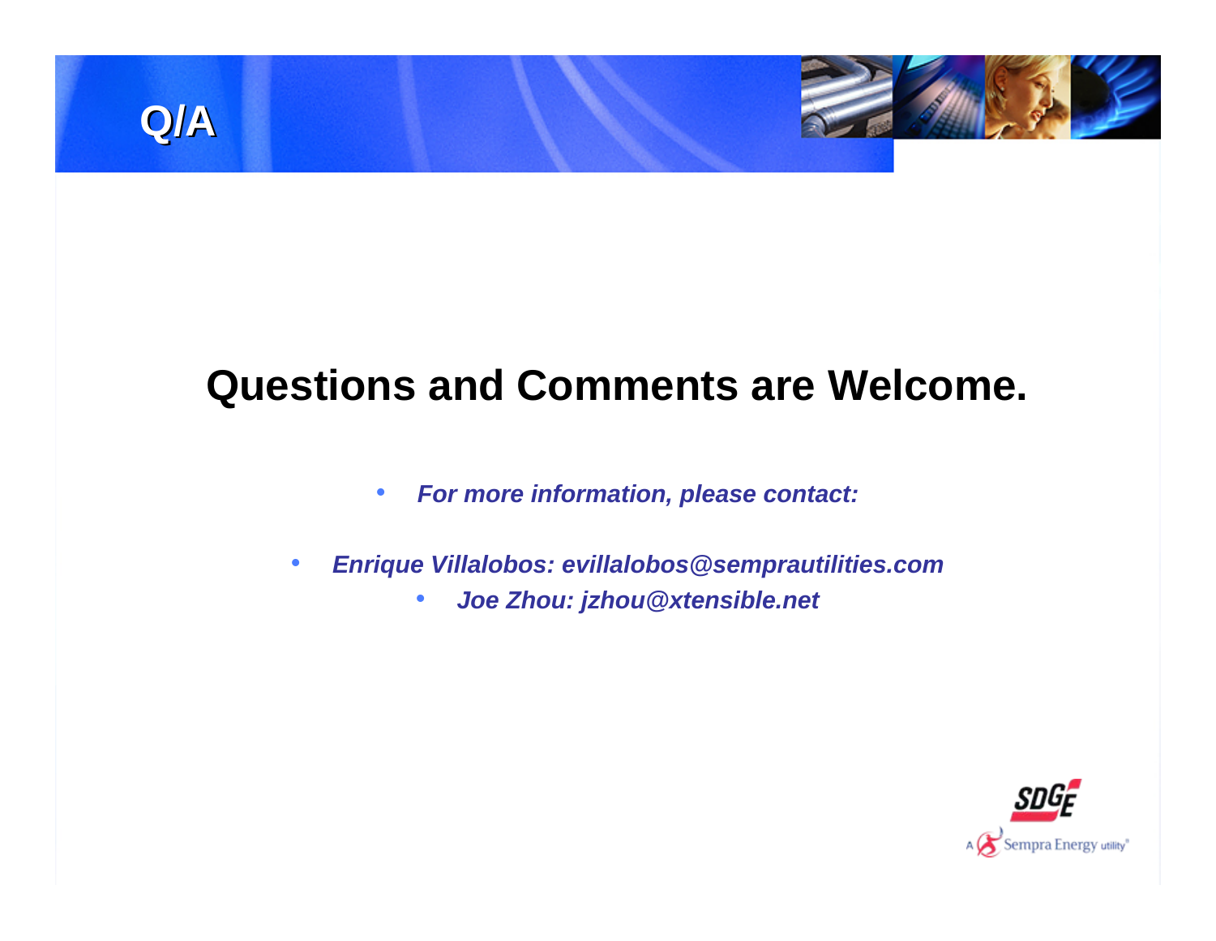# Q/A

## Questions and Comments are Welcome.

- *For more information, please contact:*
- *Enrique Villalobos: evillalobos@semprautilities.com*
  - *Joe Zhou: jzhou@xtensible.net*